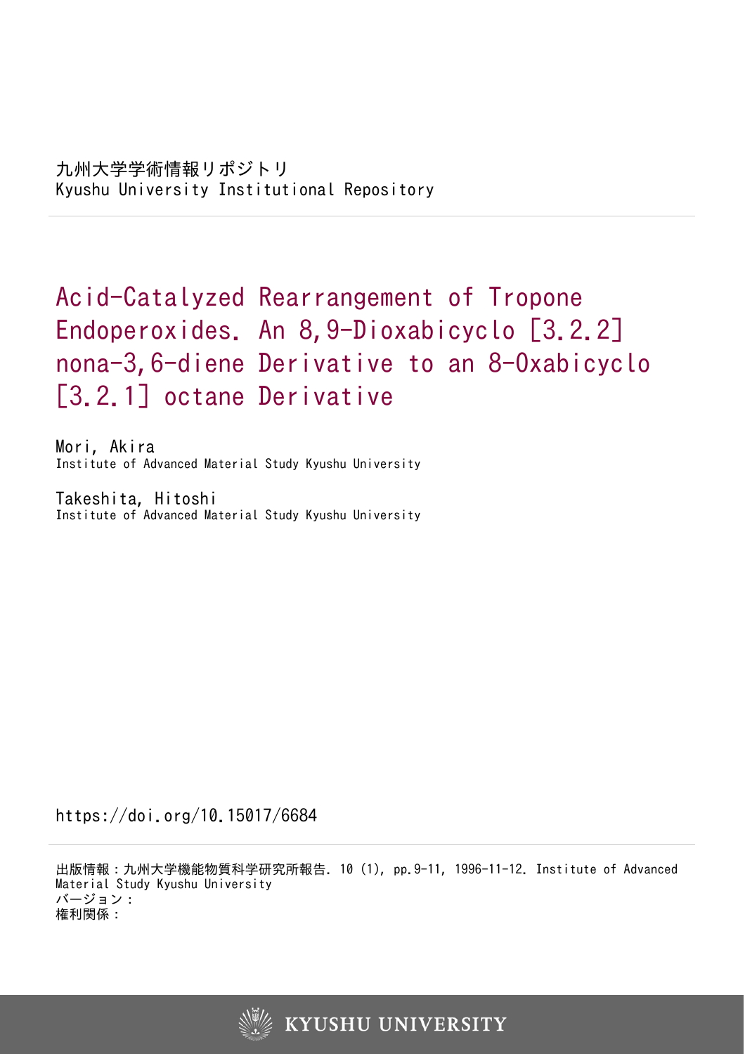九州大学学術情報リポジトリ
Kyushu University Institutional Repository

# Acid-Catalyzed Rearrangement of Tropone Endoperoxides. An 8,9-Dioxabicyclo [3.2.2] nona-3,6-diene Derivative to an 8-Oxabicyclo [3.2.1] octane Derivative

Mori, Akira
Institute of Advanced Material Study Kyushu University

Takeshita, Hitoshi
Institute of Advanced Material Study Kyushu University

https://doi.org/10.15017/6684

出版情報：九州大学機能物質科学研究所報告. 10 (1), pp.9-11, 1996-11-12. Institute of Advanced Material Study Kyushu University
バージョン：
権利関係：

KYUSHU UNIVERSITY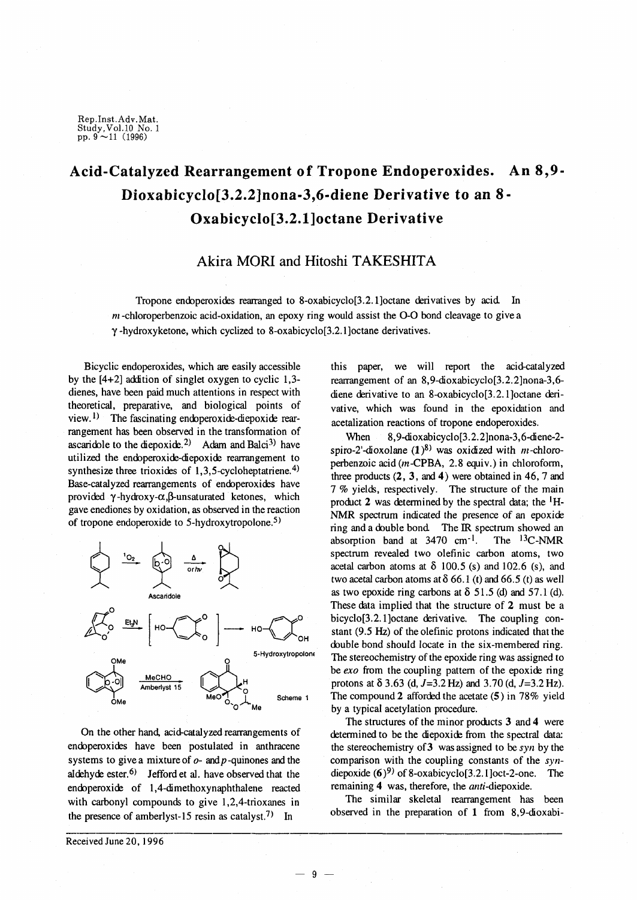Rep.Inst.Adv.Mat. Study,Vol.10 No. 1 pp. 9~11 (1996)

# Acid-Catalyzed Rearrangement of Tropone Endoperoxides. An 8,9-Dioxabicyclo[3.2.2]nona-3,6-diene Derivative to an 8-Oxabicyclo[3.2.1]octane Derivative

## Akira MORI and Hitoshi TAKESHITA

Tropone endoperoxides rearranged to 8-oxabicyclo[3.2.1]octane derivatives by acid. In *m*-chloroperbenzoic acid-oxidation, an epoxy ring would assist the O-O bond cleavage to give a γ-hydroxyketone, which cyclized to 8-oxabicyclo[3.2.1]octane derivatives.

Bicyclic endoperoxides, which are easily accessible by the [4+2] addition of singlet oxygen to cyclic 1,3-dienes, have been paid much attentions in respect with theoretical, preparative, and biological points of view.[1] The fascinating endoperoxide-diepoxide rearrangement has been observed in the transformation of ascaridole to the diepoxide.[2] Adam and Balci[3] have utilized the endoperoxide-diepoxide rearrangement to synthesize three trioxides of 1,3,5-cycloheptatriene.[4] Base-catalyzed rearrangements of endoperoxides have provided γ-hydroxy-α,β-unsaturated ketones, which gave enediones by oxidation, as observed in the reaction of tropone endoperoxide to 5-hydroxytropolone.[5]

Scheme 1

On the other hand, acid-catalyzed rearrangements of endoperoxides have been postulated in anthracene systems to give a mixture of *o*- and *p*-quinones and the aldehyde ester.[6] Jefford et al. have observed that the endoperoxide of 1,4-dimethoxynaphthalene reacted with carbonyl compounds to give 1,2,4-trioxanes in the presence of amberlyst-15 resin as catalyst.[7] In this paper, we will report the acid-catalyzed rearrangement of an 8,9-dioxabicyclo[3.2.2]nona-3,6-diene derivative to an 8-oxabicyclo[3.2.1]octane derivative, which was found in the epoxidation and acetalization reactions of tropone endoperoxides.

When 8,9-dioxabicyclo[3.2.2]nona-3,6-diene-2-spiro-2'-dioxolane (**1**)[8] was oxidized with *m*-chloroperbenzoic acid (*m*-CPBA, 2.8 equiv.) in chloroform, three products (**2**, **3**, and **4**) were obtained in 46, 7 and 7 % yields, respectively. The structure of the main product **2** was determined by the spectral data; the $^1$H-NMR spectrum indicated the presence of an epoxide ring and a double bond. The IR spectrum showed an absorption band at 3470 cm$^{-1}$. The $^{13}$C-NMR spectrum revealed two olefinic carbon atoms, two acetal carbon atoms at δ 100.5 (s) and 102.6 (s), and two acetal carbon atoms at δ 66.1 (t) and 66.5 (t) as well as two epoxide ring carbons at δ 51.5 (d) and 57.1 (d). These data implied that the structure of **2** must be a bicyclo[3.2.1]octane derivative. The coupling constant (9.5 Hz) of the olefinic protons indicated that the double bond should locate in the six-membered ring. The stereochemistry of the epoxide ring was assigned to be *exo* from the coupling pattern of the epoxide ring protons at δ 3.63 (d, *J*=3.2 Hz) and 3.70 (d, *J*=3.2 Hz). The compound **2** afforded the acetate (**5**) in 78% yield by a typical acetylation procedure.

The structures of the minor products **3** and **4** were determined to be the diepoxide from the spectral data: the stereochemistry of **3** was assigned to be *syn* by the comparison with the coupling constants of the *syn*-diepoxide (**6**)[9] of 8-oxabicyclo[3.2.1]oct-2-one. The remaining **4** was, therefore, the *anti*-diepoxide.

The similar skeletal rearrangement has been observed in the preparation of **1** from 8,9-dioxabi-

Received June 20, 1996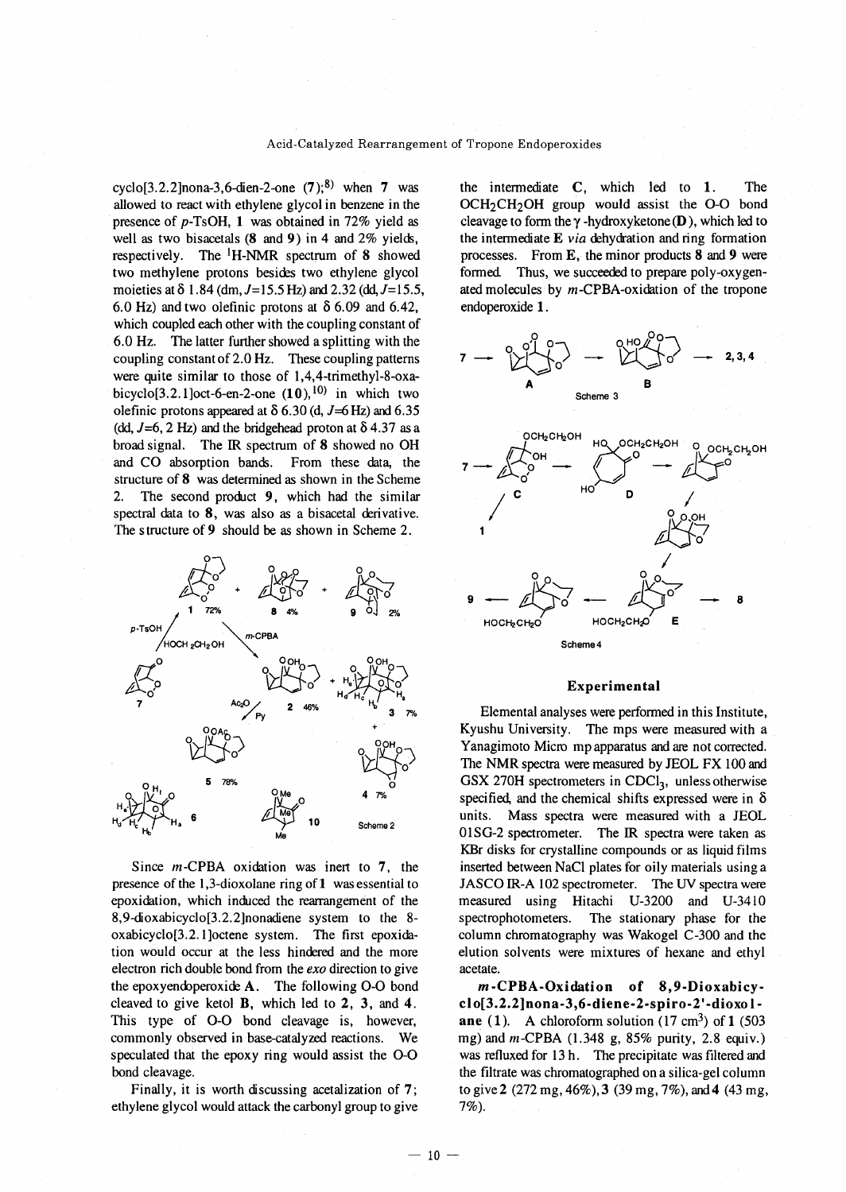cyclo[3.2.2]nona-3,6-dien-2-one (**7**);[8] when **7** was allowed to react with ethylene glycol in benzene in the presence of *p*-TsOH, **1** was obtained in 72% yield as well as two bisacetals (**8** and **9**) in 4 and 2% yields, respectively. The $^1$H-NMR spectrum of **8** showed two methylene protons besides two ethylene glycol moieties at δ 1.84 (dm, $J$=15.5 Hz) and 2.32 (dd, $J$=15.5, 6.0 Hz) and two olefinic protons at δ 6.09 and 6.42, which coupled each other with the coupling constant of 6.0 Hz. The latter further showed a splitting with the coupling constant of 2.0 Hz. These coupling patterns were quite similar to those of 1,4,4-trimethyl-8-oxabicyclo[3.2.1]oct-6-en-2-one (**10**),[10] in which two olefinic protons appeared at δ 6.30 (d, $J$=6 Hz) and 6.35 (dd, $J$=6, 2 Hz) and the bridgehead proton at δ 4.37 as a broad signal. The IR spectrum of **8** showed no OH and CO absorption bands. From these data, the structure of **8** was determined as shown in the Scheme 2. The second product **9**, which had the similar spectral data to **8**, was also as a bisacetal derivative. The structure of **9** should be as shown in Scheme 2.

Scheme 2

Since *m*-CPBA oxidation was inert to **7**, the presence of the 1,3-dioxolane ring of **1** was essential to epoxidation, which induced the rearrangement of the 8,9-dioxabicyclo[3.2.2]nonadiene system to the 8-oxabicyclo[3.2.1]octene system. The first epoxidation would occur at the less hindered and the more electron rich double bond from the *exo* direction to give the epoxyendoperoxide **A**. The following O-O bond cleaved to give ketol **B**, which led to **2**, **3**, and **4**. This type of O-O bond cleavage is, however, commonly observed in base-catalyzed reactions. We speculated that the epoxy ring would assist the O-O bond cleavage.

Finally, it is worth discussing acetalization of **7**; ethylene glycol would attack the carbonyl group to give the intermediate **C**, which led to **1**. The $OCH_2CH_2OH$ group would assist the O-O bond cleavage to form the γ-hydroxyketone (**D**), which led to the intermediate **E** *via* dehydration and ring formation processes. From **E**, the minor products **8** and **9** were formed. Thus, we succeeded to prepare poly-oxygenated molecules by *m*-CPBA-oxidation of the tropone endoperoxide **1**.

Scheme 3

Scheme 4

## Experimental

Elemental analyses were performed in this Institute, Kyushu University. The mps were measured with a Yanagimoto Micro mp apparatus and are not corrected. The NMR spectra were measured by JEOL FX 100 and GSX 270H spectrometers in $CDCl_3$, unless otherwise specified, and the chemical shifts expressed were in δ units. Mass spectra were measured with a JEOL 01SG-2 spectrometer. The IR spectra were taken as KBr disks for crystalline compounds or as liquid films inserted between NaCl plates for oily materials using a JASCO IR-A 102 spectrometer. The UV spectra were measured using Hitachi U-3200 and U-3410 spectrophotometers. The stationary phase for the column chromatography was Wakogel C-300 and the elution solvents were mixtures of hexane and ethyl acetate.

***m*-CPBA-Oxidation of 8,9-Dioxabicyclo[3.2.2]nona-3,6-diene-2-spiro-2'-dioxolane (1).** A chloroform solution (17 cm$^3$) of **1** (503 mg) and *m*-CPBA (1.348 g, 85% purity, 2.8 equiv.) was refluxed for 13 h. The precipitate was filtered and the filtrate was chromatographed on a silica-gel column to give **2** (272 mg, 46%), **3** (39 mg, 7%), and **4** (43 mg, 7%).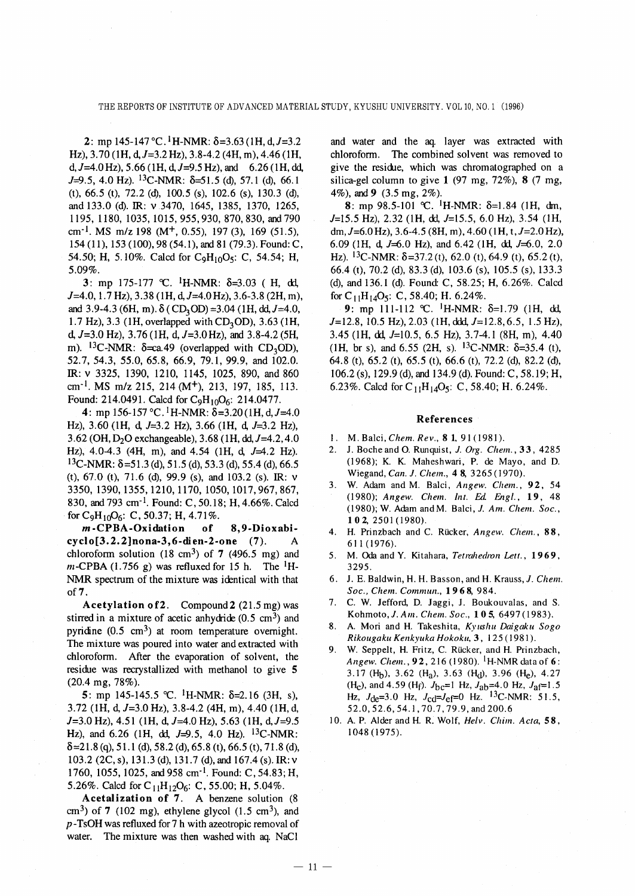**2**: mp 145-147 °C. $^1$H-NMR: δ=3.63 (1H, d, $J$=3.2 Hz), 3.70 (1H, d, $J$=3.2 Hz), 3.8-4.2 (4H, m), 4.46 (1H, d, $J$=4.0 Hz), 5.66 (1H, d, $J$=9.5 Hz), and 6.26 (1H, dd, $J$=9.5, 4.0 Hz). $^{13}$C-NMR: δ=51.5 (d), 57.1 (d), 66.1 (t), 66.5 (t), 72.2 (d), 100.5 (s), 102.6 (s), 130.3 (d), and 133.0 (d). IR: ν 3470, 1645, 1385, 1370, 1265, 1195, 1180, 1035, 1015, 955, 930, 870, 830, and 790 cm$^{-1}$. MS m/z 198 (M$^+$, 0.55), 197 (3), 169 (51.5), 154 (11), 153 (100), 98 (54.1), and 81 (79.3). Found: C, 54.50; H, 5.10%. Calcd for $C_9H_{10}O_5$: C, 54.54; H, 5.09%.

**3**: mp 175-177 °C. $^1$H-NMR: δ=3.03 ( H, dd, $J$=4.0, 1.7 Hz), 3.38 (1H, d, $J$=4.0 Hz), 3.6-3.8 (2H, m), and 3.9-4.3 (6H, m). δ ($CD_3OD$) =3.04 (1H, dd, $J$=4.0, 1.7 Hz), 3.3 (1H, overlapped with $CD_3OD$), 3.63 (1H, d, $J$=3.0 Hz), 3.76 (1H, d, $J$=3.0 Hz), and 3.8-4.2 (5H, m). $^{13}$C-NMR: δ=ca.49 (overlapped with $CD_3OD$), 52.7, 54.3, 55.0, 65.8, 66.9, 79.1, 99.9, and 102.0. IR: ν 3325, 1390, 1210, 1145, 1025, 890, and 860 cm$^{-1}$. MS m/z 215, 214 (M$^+$), 213, 197, 185, 113. Found: 214.0491. Calcd for $C_9H_{10}O_6$: 214.0477.

**4**: mp 156-157 °C. $^1$H-NMR: δ=3.20 (1H, d, $J$=4.0 Hz), 3.60 (1H, d, $J$=3.2 Hz), 3.66 (1H, d, $J$=3.2 Hz), 3.62 (OH, $D_2O$ exchangeable), 3.68 (1H, dd, $J$=4.2, 4.0 Hz), 4.0-4.3 (4H, m), and 4.54 (1H, d, $J$=4.2 Hz). $^{13}$C-NMR: δ=51.3 (d), 51.5 (d), 53.3 (d), 55.4 (d), 66.5 (t), 67.0 (t), 71.6 (d), 99.9 (s), and 103.2 (s). IR: ν 3350, 1390, 1355, 1210, 1170, 1050, 1017, 967, 867, 830, and 793 cm$^{-1}$. Found: C, 50.18; H, 4.66%. Calcd for $C_9H_{10}O_6$: C, 50.37; H, 4.71%.

***m*-CPBA-Oxidation of 8,9-Dioxabicyclo[3.2.2]nona-3,6-dien-2-one (7).** A chloroform solution (18 cm$^3$) of **7** (496.5 mg) and *m*-CPBA (1.756 g) was refluxed for 15 h. The $^1$H-NMR spectrum of the mixture was identical with that of **7**.

**Acetylation of 2.** Compound **2** (21.5 mg) was stirred in a mixture of acetic anhydride (0.5 cm$^3$) and pyridine (0.5 cm$^3$) at room temperature overnight. The mixture was poured into water and extracted with chloroform. After the evaporation of solvent, the residue was recrystallized with methanol to give **5** (20.4 mg, 78%).

**5**: mp 145-145.5 °C. $^1$H-NMR: δ=2.16 (3H, s), 3.72 (1H, d, $J$=3.0 Hz), 3.8-4.2 (4H, m), 4.40 (1H, d, $J$=3.0 Hz), 4.51 (1H, d, $J$=4.0 Hz), 5.63 (1H, d, $J$=9.5 Hz), and 6.26 (1H, dd, $J$=9.5, 4.0 Hz). $^{13}$C-NMR: δ=21.8 (q), 51.1 (d), 58.2 (d), 65.8 (t), 66.5 (t), 71.8 (d), 103.2 (2C, s), 131.3 (d), 131.7 (d), and 167.4 (s). IR: ν 1760, 1055, 1025, and 958 cm$^{-1}$. Found: C, 54.83; H, 5.26%. Calcd for $C_{11}H_{12}O_6$: C, 55.00; H, 5.04%.

**Acetalization of 7.** A benzene solution (8 cm$^3$) of **7** (102 mg), ethylene glycol (1.5 cm$^3$), and *p*-TsOH was refluxed for 7 h with azeotropic removal of water. The mixture was then washed with aq. NaCl and water and the aq. layer was extracted with chloroform. The combined solvent was removed to give the residue, which was chromatographed on a silica-gel column to give **1** (97 mg, 72%), **8** (7 mg, 4%), and **9** (3.5 mg, 2%).

**8**: mp 98.5-101 °C. $^1$H-NMR: δ=1.84 (1H, dm, $J$=15.5 Hz), 2.32 (1H, dd, $J$=15.5, 6.0 Hz), 3.54 (1H, dm, $J$=6.0 Hz), 3.6-4.5 (8H, m), 4.60 (1H, t, $J$=2.0 Hz), 6.09 (1H, d, $J$=6.0 Hz), and 6.42 (1H, dd, $J$=6.0, 2.0 Hz). $^{13}$C-NMR: δ=37.2 (t), 62.0 (t), 64.9 (t), 65.2 (t), 66.4 (t), 70.2 (d), 83.3 (d), 103.6 (s), 105.5 (s), 133.3 (d), and 136.1 (d). Found: C, 58.25; H, 6.26%. Calcd for $C_{11}H_{14}O_5$: C, 58.40; H. 6.24%.

**9**: mp 111-112 °C. $^1$H-NMR: δ=1.79 (1H, dd, $J$=12.8, 10.5 Hz), 2.03 (1H, ddd, $J$=12.8, 6.5, 1.5 Hz), 3.45 (1H, dd, $J$=10.5, 6.5 Hz), 3.7-4.1 (8H, m), 4.40 (1H, br s), and 6.55 (2H, s). $^{13}$C-NMR: δ=35.4 (t), 64.8 (t), 65.2 (t), 65.5 (t), 66.6 (t), 72.2 (d), 82.2 (d), 106.2 (s), 129.9 (d), and 134.9 (d). Found: C, 58.19; H, 6.23%. Calcd for $C_{11}H_{14}O_5$: C, 58.40; H. 6.24%.

## References

1. M. Balci, *Chem. Rev.*, **8 1**, 91 (1981).
2. J. Boche and O. Runquist, *J. Org. Chem.*, **33**, 4285 (1968); K. K. Maheshwari, P. de Mayo, and D. Wiegand, *Can. J. Chem.*, **4 8**, 3265 (1970).
3. W. Adam and M. Balci, *Angew. Chem.*, **92**, 54 (1980); *Angew. Chem. Int. Ed. Engl.*, **19**, 48 (1980); W. Adam and M. Balci, *J. Am. Chem. Soc.*, **1 0 2**, 2501 (1980).
4. H. Prinzbach and C. Rücker, *Angew. Chem.*, **88**, 611 (1976).
5. M. Oda and Y. Kitahara, *Tetrahedron Lett.*, **1969**, 3295.
6. J. E. Baldwin, H. H. Basson, and H. Krauss, *J. Chem. Soc., Chem. Commun.*, **1 9 6 8**, 984.
7. C. W. Jefford, D. Jaggi, J. Boukouvalas, and S. Kohmoto, *J. Am. Chem. Soc.*, **1 0 5**, 6497 (1983).
8. A. Mori and H. Takeshita, *Kyushu Daigaku Sogo Rikougaku Kenkyuka Hokoku*, **3**, 125 (1981).
9. W. Seppelt, H. Fritz, C. Rücker, and H. Prinzbach, *Angew. Chem.*, **92**, 216 (1980). $^1$H-NMR data of **6**: 3.17 ($H_b$), 3.62 ($H_a$), 3.63 ($H_d$), 3.96 ($H_e$), 4.27 ($H_c$), and 4.59 ($H_f$). $J_{bc}$=1 Hz, $J_{ab}$=4.0 Hz, $J_{af}$=1.5 Hz, $J_{de}$=3.0 Hz, $J_{cd}$=$J_{ef}$=0 Hz. $^{13}$C-NMR: 51.5, 52.0, 52.6, 54.1, 70.7, 79.9, and 200.6
10. A. P. Alder and H. R. Wolf, *Helv. Chim. Acta*, **58**, 1048 (1975).